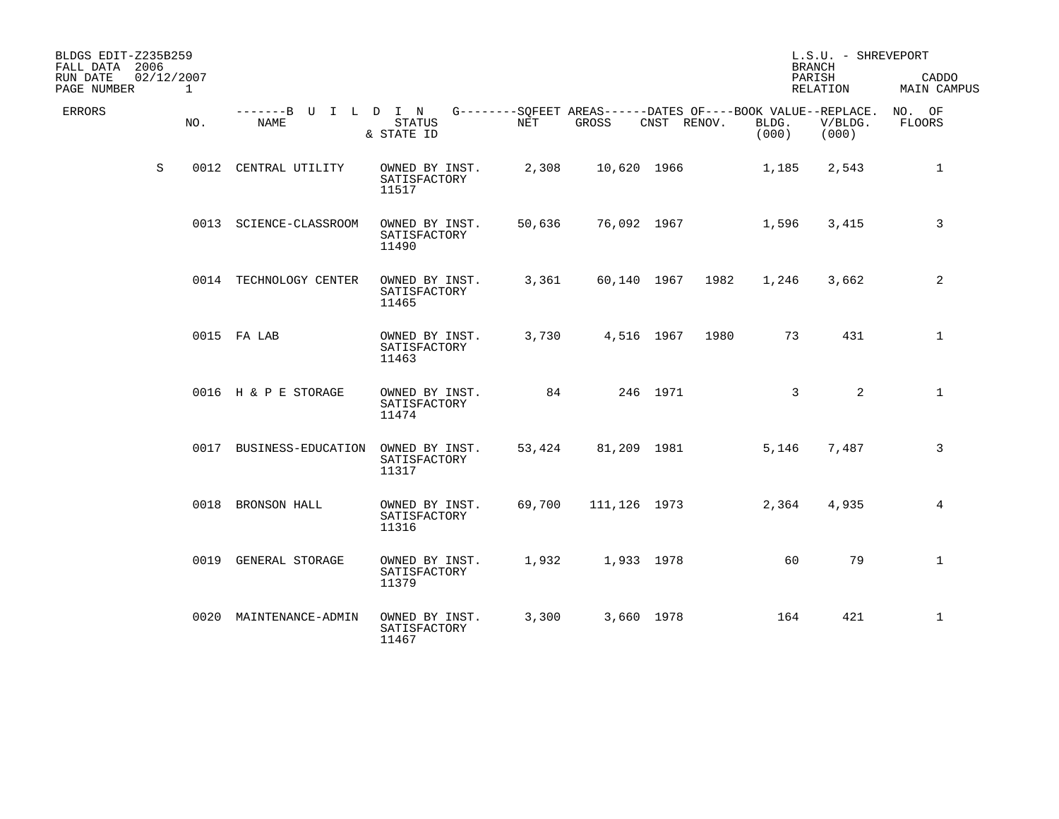BLDGS EDIT-Z235B259
FALL DATA 2006
RUN DATE 02/12/2007
PAGE NUMBER 1

L.S.U. - SHREVEPORT
BRANCH
PARISH CADDO
RELATION MAIN CAMPUS

| ERRORS | NO. | BUILDING NAME | STATUS & STATE ID | SQFEET AREAS NET | SQFEET AREAS GROSS | DATES OF CNST | DATES OF RENOV. | BOOK VALUE BLDG. (000) | REPLACE. V/BLDG. (000) | NO. OF FLOORS |
|---|---|---|---|---|---|---|---|---|---|---|
| S | 0012 | CENTRAL UTILITY | OWNED BY INST. SATISFACTORY 11517 | 2,308 | 10,620 | 1966 | | 1,185 | 2,543 | 1 |
| | 0013 | SCIENCE-CLASSROOM | OWNED BY INST. SATISFACTORY 11490 | 50,636 | 76,092 | 1967 | | 1,596 | 3,415 | 3 |
| | 0014 | TECHNOLOGY CENTER | OWNED BY INST. SATISFACTORY 11465 | 3,361 | 60,140 | 1967 | 1982 | 1,246 | 3,662 | 2 |
| | 0015 | FA LAB | OWNED BY INST. SATISFACTORY 11463 | 3,730 | 4,516 | 1967 | 1980 | 73 | 431 | 1 |
| | 0016 | H & P E STORAGE | OWNED BY INST. SATISFACTORY 11474 | 84 | 246 | 1971 | | 3 | 2 | 1 |
| | 0017 | BUSINESS-EDUCATION | OWNED BY INST. SATISFACTORY 11317 | 53,424 | 81,209 | 1981 | | 5,146 | 7,487 | 3 |
| | 0018 | BRONSON HALL | OWNED BY INST. SATISFACTORY 11316 | 69,700 | 111,126 | 1973 | | 2,364 | 4,935 | 4 |
| | 0019 | GENERAL STORAGE | OWNED BY INST. SATISFACTORY 11379 | 1,932 | 1,933 | 1978 | | 60 | 79 | 1 |
| | 0020 | MAINTENANCE-ADMIN | OWNED BY INST. SATISFACTORY 11467 | 3,300 | 3,660 | 1978 | | 164 | 421 | 1 |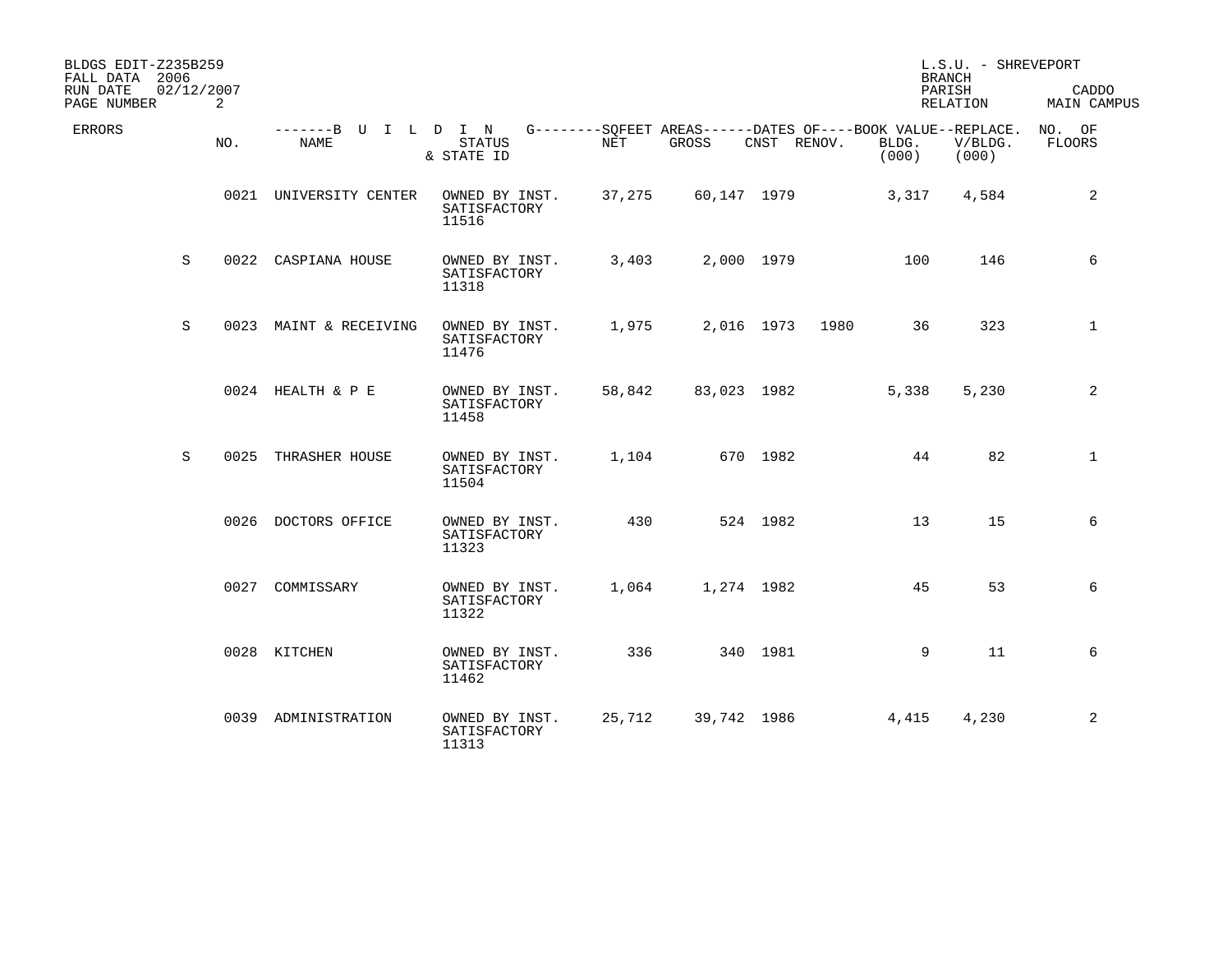BLDGS EDIT-Z235B259
FALL DATA 2006
RUN DATE 02/12/2007

L.S.U. - SHREVEPORT
BRANCH
PARISH CADDO
RELATION MAIN CAMPUS

| ERRORS | NO. | BUILDING NAME | STATUS & STATE ID | NET SQFEET | GROSS SQFEET | DATES OF CNST | DATES OF RENOV. | BOOK VALUE BLDG. (000) | REPLACE. V/BLDG. (000) | NO. OF FLOORS |
|---|---|---|---|---|---|---|---|---|---|---|
| | 0021 | UNIVERSITY CENTER | OWNED BY INST. SATISFACTORY 11516 | 37,275 | 60,147 | 1979 | | 3,317 | 4,584 | 2 |
| S | 0022 | CASPIANA HOUSE | OWNED BY INST. SATISFACTORY 11318 | 3,403 | 2,000 | 1979 | | 100 | 146 | 6 |
| S | 0023 | MAINT & RECEIVING | OWNED BY INST. SATISFACTORY 11476 | 1,975 | 2,016 | 1973 | 1980 | 36 | 323 | 1 |
| | 0024 | HEALTH & P E | OWNED BY INST. SATISFACTORY 11458 | 58,842 | 83,023 | 1982 | | 5,338 | 5,230 | 2 |
| S | 0025 | THRASHER HOUSE | OWNED BY INST. SATISFACTORY 11504 | 1,104 | 670 | 1982 | | 44 | 82 | 1 |
| | 0026 | DOCTORS OFFICE | OWNED BY INST. SATISFACTORY 11323 | 430 | 524 | 1982 | | 13 | 15 | 6 |
| | 0027 | COMMISSARY | OWNED BY INST. SATISFACTORY 11322 | 1,064 | 1,274 | 1982 | | 45 | 53 | 6 |
| | 0028 | KITCHEN | OWNED BY INST. SATISFACTORY 11462 | 336 | 340 | 1981 | | 9 | 11 | 6 |
| | 0039 | ADMINISTRATION | OWNED BY INST. SATISFACTORY 11313 | 25,712 | 39,742 | 1986 | | 4,415 | 4,230 | 2 |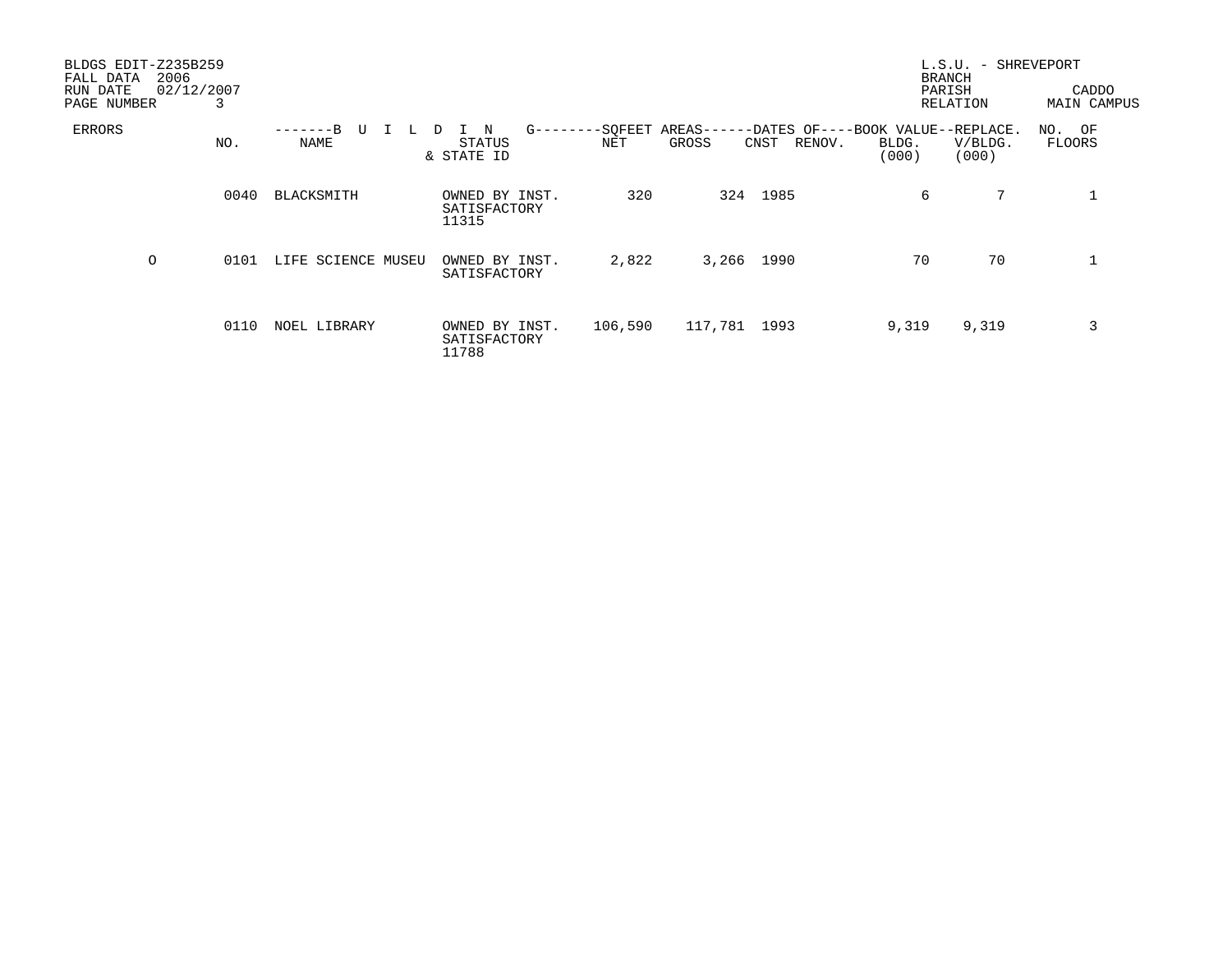BLDGS EDIT-Z235B259
FALL DATA 2006
RUN DATE 02/12/2007
PAGE NUMBER 3

L.S.U. - SHREVEPORT
BRANCH
PARISH CADDO
RELATION MAIN CAMPUS

| ERRORS | BUILDING NO. | BUILDING NAME | STATUS & STATE ID | SQFEET AREAS NET | SQFEET AREAS GROSS | DATES OF CNST | DATES OF RENOV. | BOOK VALUE BLDG. (000) | REPLACE. V/BLDG. (000) | NO. OF FLOORS |
|---|---|---|---|---|---|---|---|---|---|---|
| | 0040 | BLACKSMITH | OWNED BY INST. SATISFACTORY 11315 | 320 | 324 | 1985 | | 6 | 7 | 1 |
| O | 0101 | LIFE SCIENCE MUSEU | OWNED BY INST. SATISFACTORY | 2,822 | 3,266 | 1990 | | 70 | 70 | 1 |
| | 0110 | NOEL LIBRARY | OWNED BY INST. SATISFACTORY 11788 | 106,590 | 117,781 | 1993 | | 9,319 | 9,319 | 3 |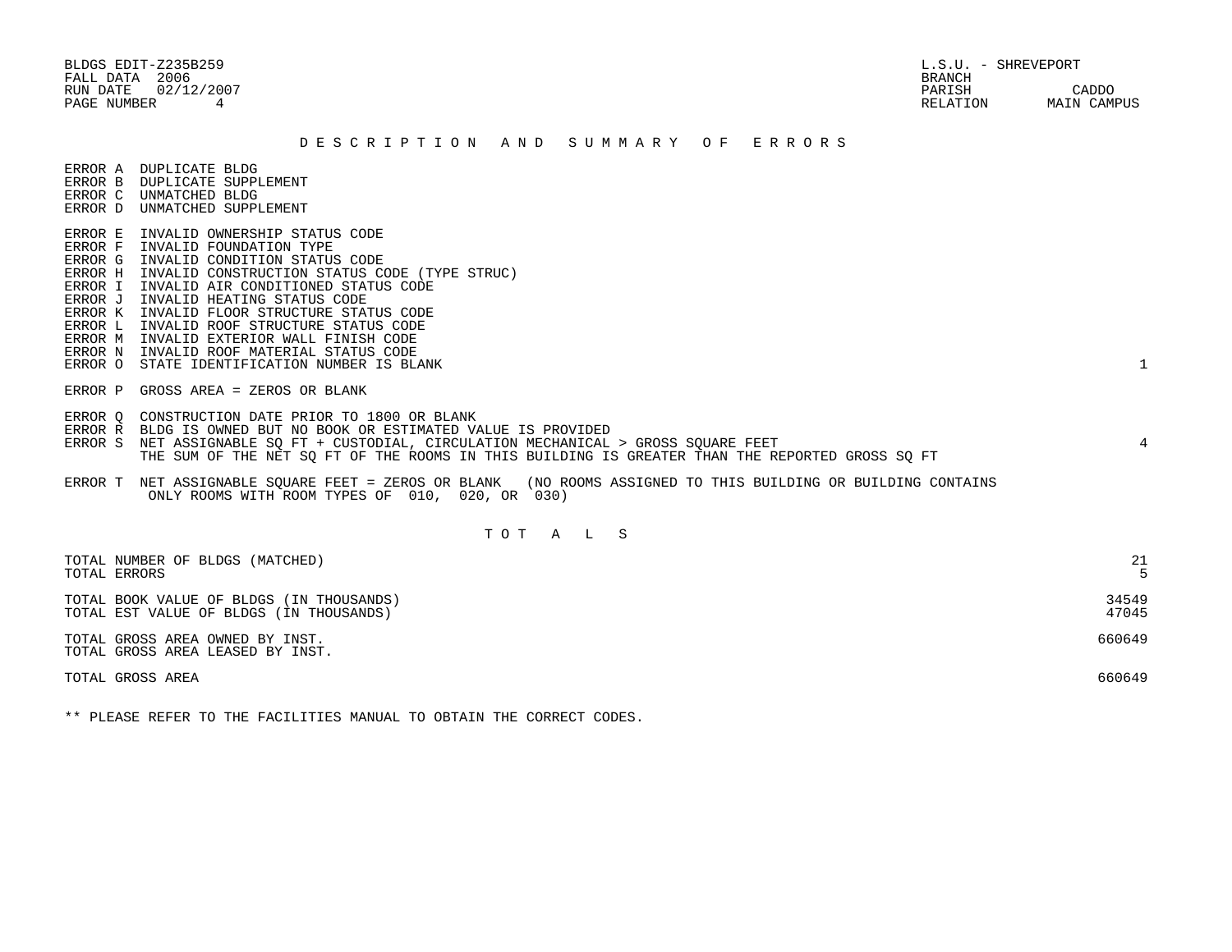BLDGS EDIT-Z235B259
FALL DATA 2006
RUN DATE 02/12/2007
PAGE NUMBER 4

L.S.U. - SHREVEPORT
BRANCH
PARISH CADDO
RELATION MAIN CAMPUS

## D E S C R I P T I O N   A N D   S U M M A R Y   O F   E R R O R S

| | | |
|---|---|---|
| ERROR A | DUPLICATE BLDG | |
| ERROR B | DUPLICATE SUPPLEMENT | |
| ERROR C | UNMATCHED BLDG | |
| ERROR D | UNMATCHED SUPPLEMENT | |
| ERROR E | INVALID OWNERSHIP STATUS CODE | |
| ERROR F | INVALID FOUNDATION TYPE | |
| ERROR G | INVALID CONDITION STATUS CODE | |
| ERROR H | INVALID CONSTRUCTION STATUS CODE (TYPE STRUC) | |
| ERROR I | INVALID AIR CONDITIONED STATUS CODE | |
| ERROR J | INVALID HEATING STATUS CODE | |
| ERROR K | INVALID FLOOR STRUCTURE STATUS CODE | |
| ERROR L | INVALID ROOF STRUCTURE STATUS CODE | |
| ERROR M | INVALID EXTERIOR WALL FINISH CODE | |
| ERROR N | INVALID ROOF MATERIAL STATUS CODE | |
| ERROR O | STATE IDENTIFICATION NUMBER IS BLANK | 1 |
| ERROR P | GROSS AREA = ZEROS OR BLANK | |
| ERROR Q | CONSTRUCTION DATE PRIOR TO 1800 OR BLANK | |
| ERROR R | BLDG IS OWNED BUT NO BOOK OR ESTIMATED VALUE IS PROVIDED | |
| ERROR S | NET ASSIGNABLE SQ FT + CUSTODIAL, CIRCULATION MECHANICAL > GROSS SQUARE FEET<br>THE SUM OF THE NET SQ FT OF THE ROOMS IN THIS BUILDING IS GREATER THAN THE REPORTED GROSS SQ FT | 4 |
| ERROR T | NET ASSIGNABLE SQUARE FEET = ZEROS OR BLANK (NO ROOMS ASSIGNED TO THIS BUILDING OR BUILDING CONTAINS ONLY ROOMS WITH ROOM TYPES OF 010, 020, OR 030) | |

## T O T A L S

| | |
|---|---|
| TOTAL NUMBER OF BLDGS (MATCHED) | 21 |
| TOTAL ERRORS | 5 |
| TOTAL BOOK VALUE OF BLDGS (IN THOUSANDS) | 34549 |
| TOTAL EST VALUE OF BLDGS (IN THOUSANDS) | 47045 |
| TOTAL GROSS AREA OWNED BY INST. | 660649 |
| TOTAL GROSS AREA LEASED BY INST. | |
| TOTAL GROSS AREA | 660649 |

** PLEASE REFER TO THE FACILITIES MANUAL TO OBTAIN THE CORRECT CODES.